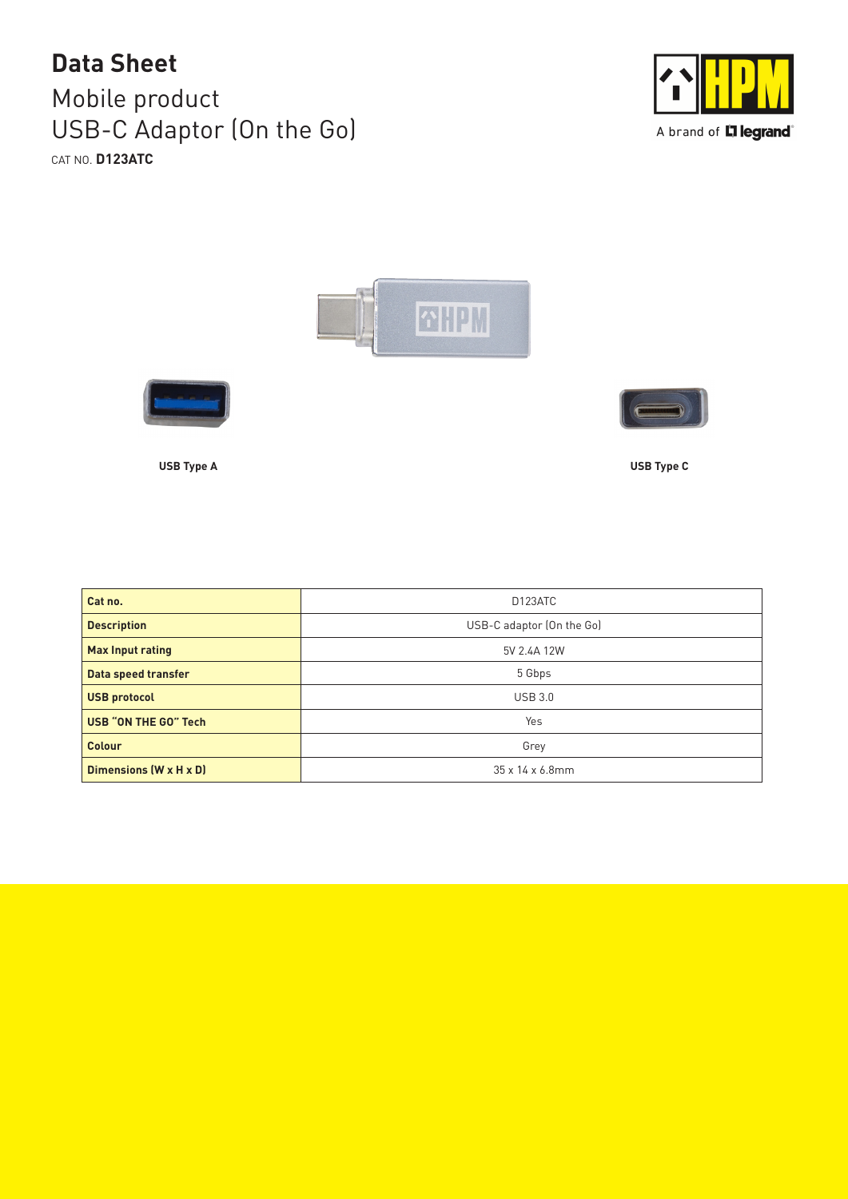# Data Sheet

## Mobile product
## USB-C Adaptor (On the Go)

CAT NO. **D123ATC**

**USB Type A**

**USB Type C**

| Cat no. | D123ATC |
|---|---|
| **Description** | USB-C adaptor (On the Go) |
| **Max Input rating** | 5V 2.4A 12W |
| **Data speed transfer** | 5 Gbps |
| **USB protocol** | USB 3.0 |
| **USB "ON THE GO" Tech** | Yes |
| **Colour** | Grey |
| **Dimensions (W x H x D)** | 35 x 14 x 6.8mm |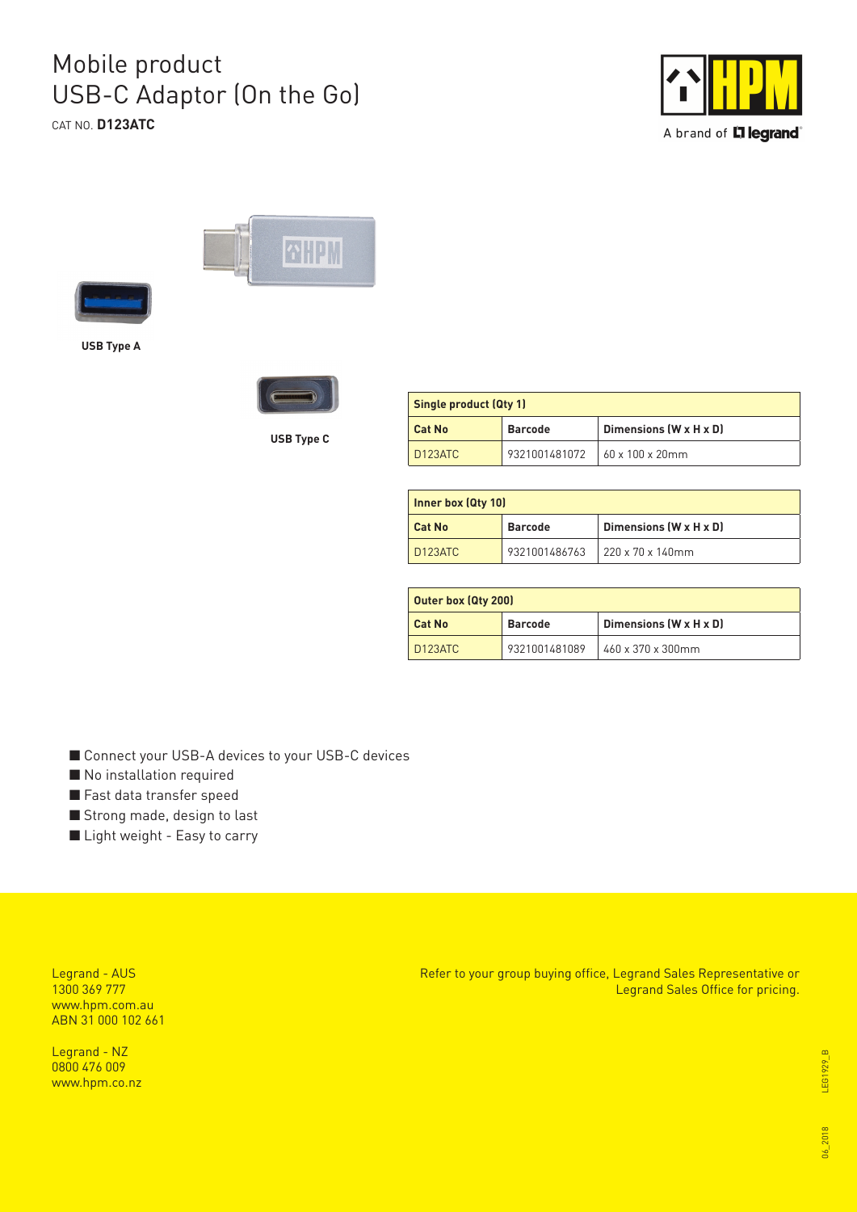# Mobile product
# USB-C Adaptor (On the Go)

CAT NO. **D123ATC**

A brand of legrand

USB Type A

USB Type C

| Single product (Qty 1) | | |
|---|---|---|
| **Cat No** | **Barcode** | **Dimensions (W x H x D)** |
| D123ATC | 9321001481072 | 60 x 100 x 20mm |

| Inner box (Qty 10) | | |
|---|---|---|
| **Cat No** | **Barcode** | **Dimensions (W x H x D)** |
| D123ATC | 9321001486763 | 220 x 70 x 140mm |

| Outer box (Qty 200) | | |
|---|---|---|
| **Cat No** | **Barcode** | **Dimensions (W x H x D)** |
| D123ATC | 9321001481089 | 460 x 370 x 300mm |

- Connect your USB-A devices to your USB-C devices
- No installation required
- Fast data transfer speed
- Strong made, design to last
- Light weight - Easy to carry

Legrand - AUS
1300 369 777
www.hpm.com.au
ABN 31 000 102 661

Legrand - NZ
0800 476 009
www.hpm.co.nz

Refer to your group buying office, Legrand Sales Representative or Legrand Sales Office for pricing.

LEG1929_B

06_2018